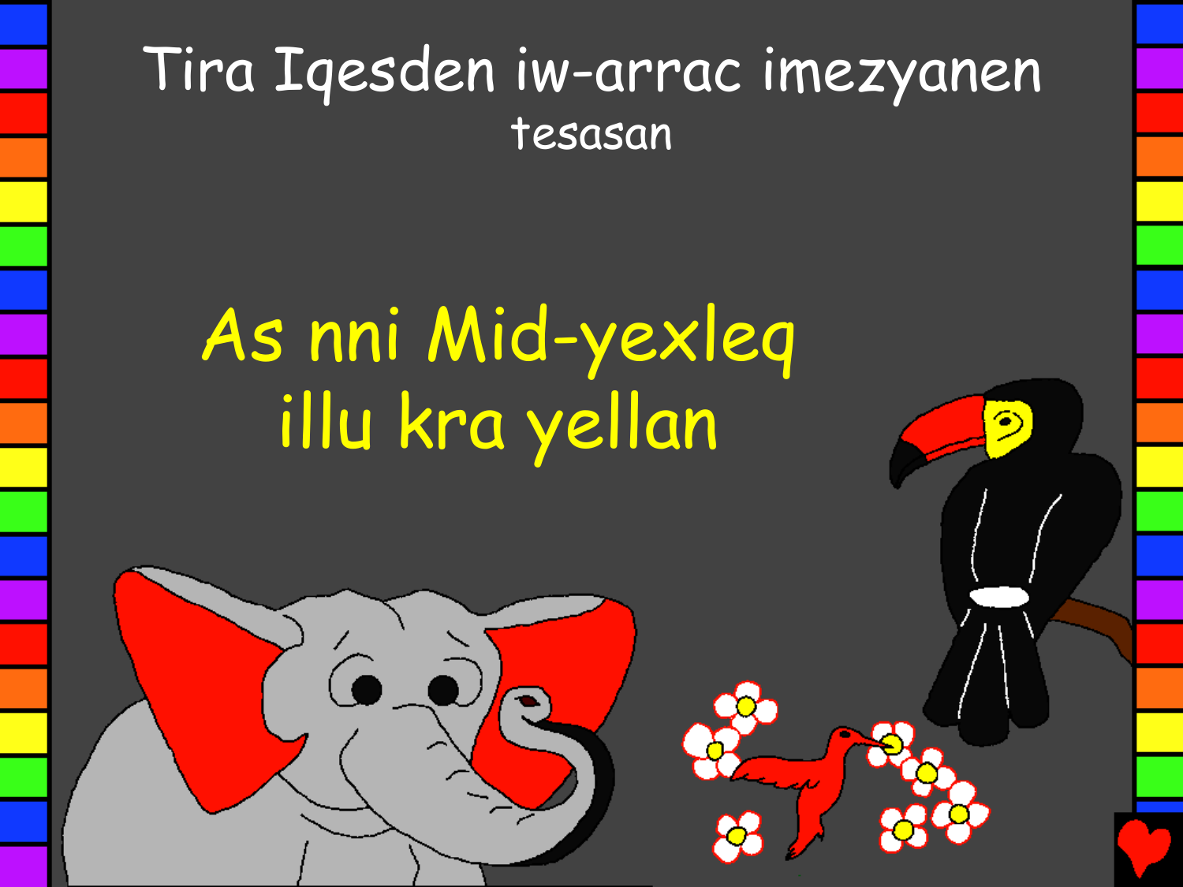Tira Iqesden iw-arrac imezyanen

tesasan

# As nni Mid-yexleq illu kra yellan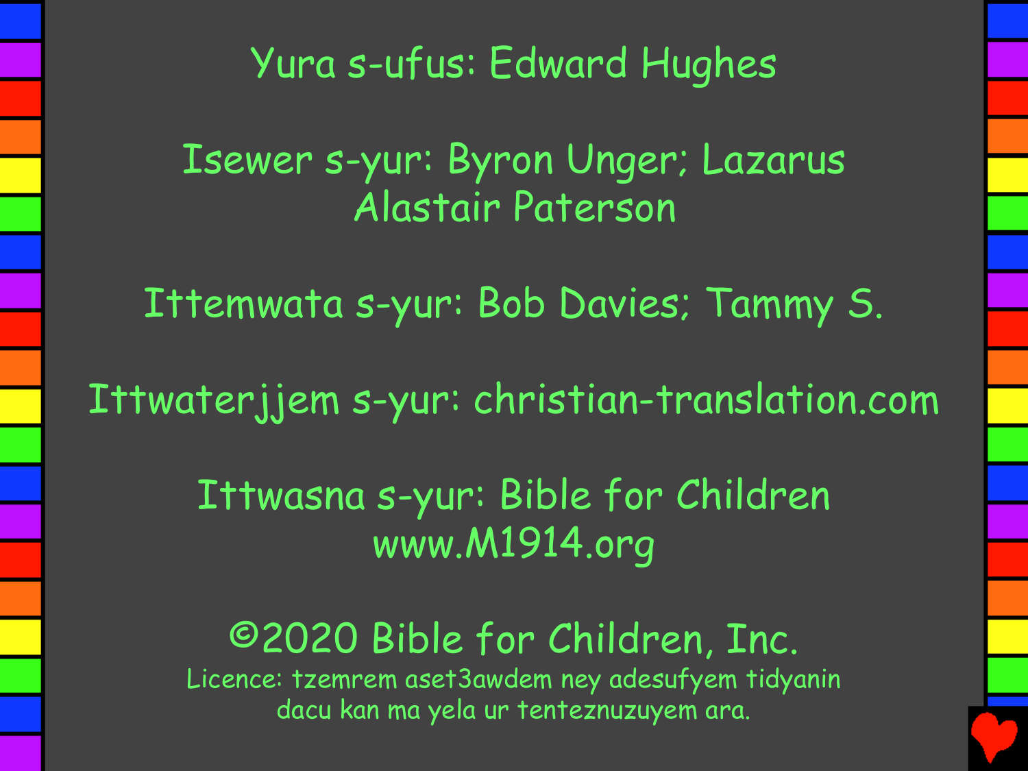Yura s-ufus: Edward Hughes

Isewer s-yur: Byron Unger; Lazarus Alastair Paterson

Ittemwata s-yur: Bob Davies; Tammy S.

Ittwaterjjem s-yur: christian-translation.com

Ittwasna s-yur: Bible for Children www.M1914.org

©2020 Bible for Children, Inc.

Licence: tzemrem aset3awdem ney adesufyem tidyanin dacu kan ma yela ur tenteznuzuyem ara.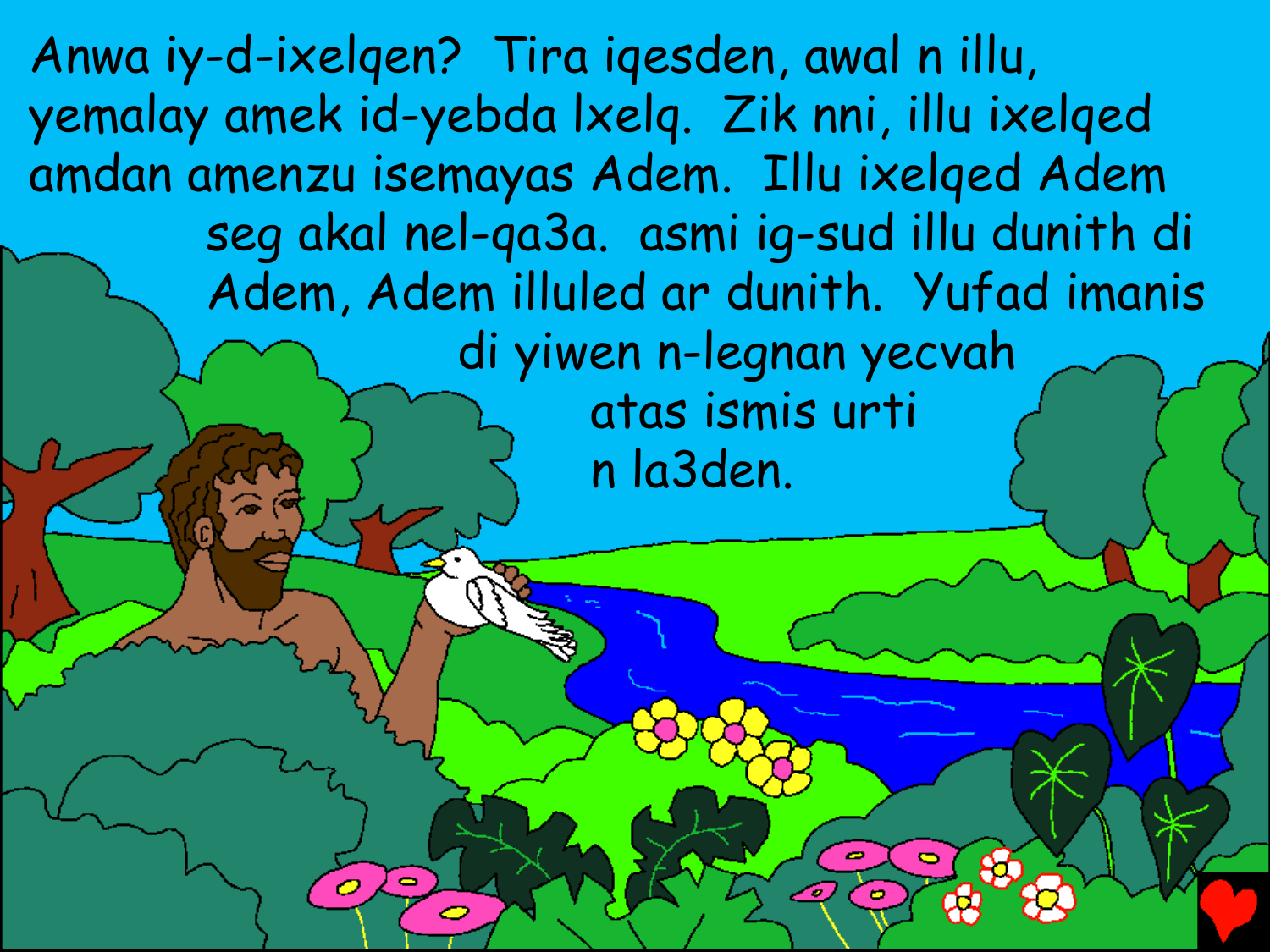Anwa iy-d-ixelqen? Tira iqesden, awal n illu, yemalay amek id-yebda lxelq. Zik nni, illu ixelqed amdan amenzu isemayas Adem. Illu ixelqed Adem seg akal nel-qa3a. asmi ig-sud illu dunith di Adem, Adem illuled ar dunith. Yufad imanis di yiwen n-legnan yecvah atas ismis urti n la3den.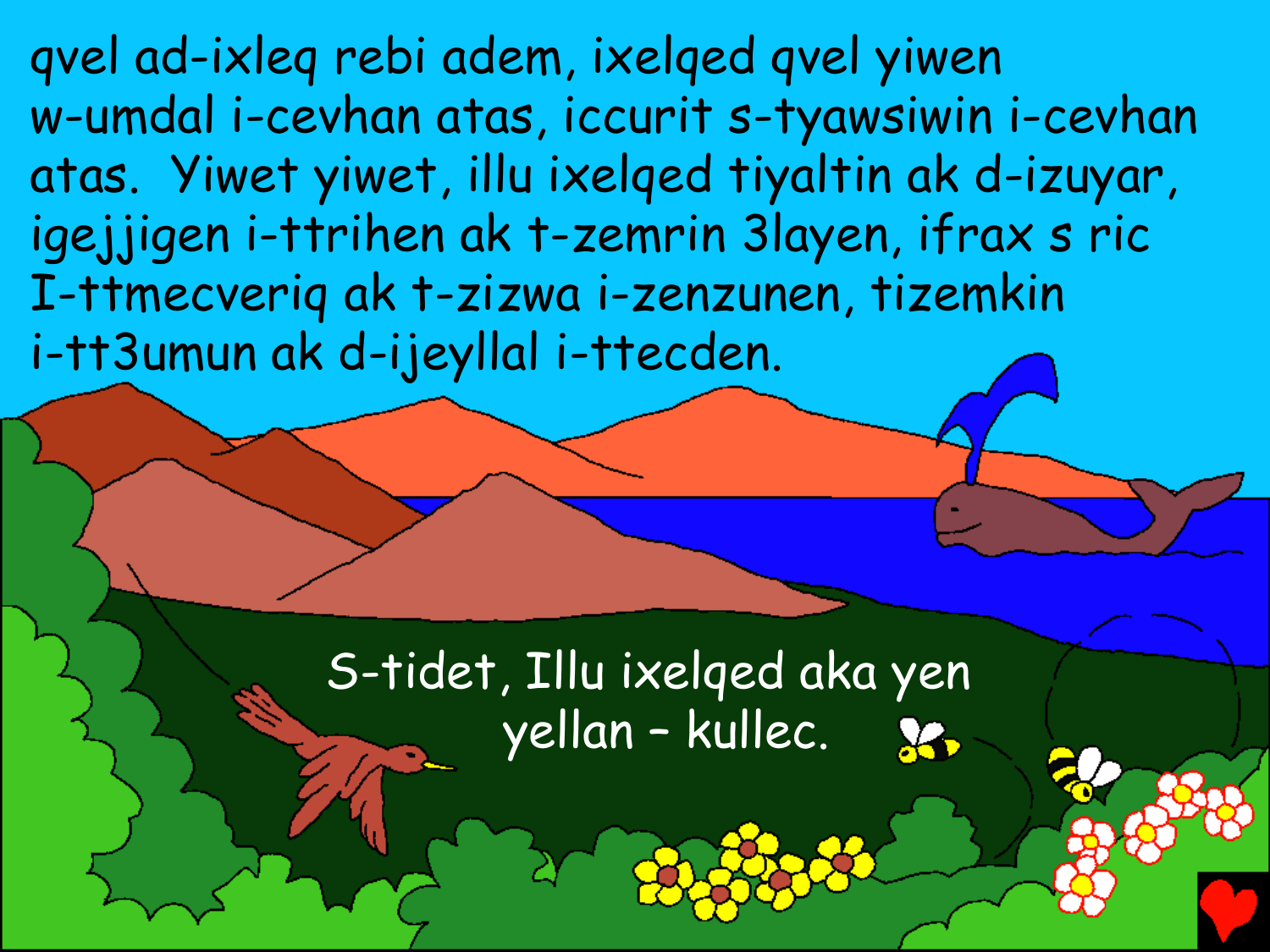qvel ad-ixleq rebi adem, ixelqed qvel yiwen w-umdal i-cevhan atas, iccurit s-tyawsiwin i-cevhan atas. Yiwet yiwet, illu ixelqed tiyaltin ak d-izuyar, igejjigen i-ttrihen ak t-zemrin 3layen, ifrax s ric I-ttmecveriq ak t-zizwa i-zenzunen, tizemkin i-tt3umun ak d-ijeyllal i-ttecden.

S-tidet, Illu ixelqed aka yen yellan – kullec.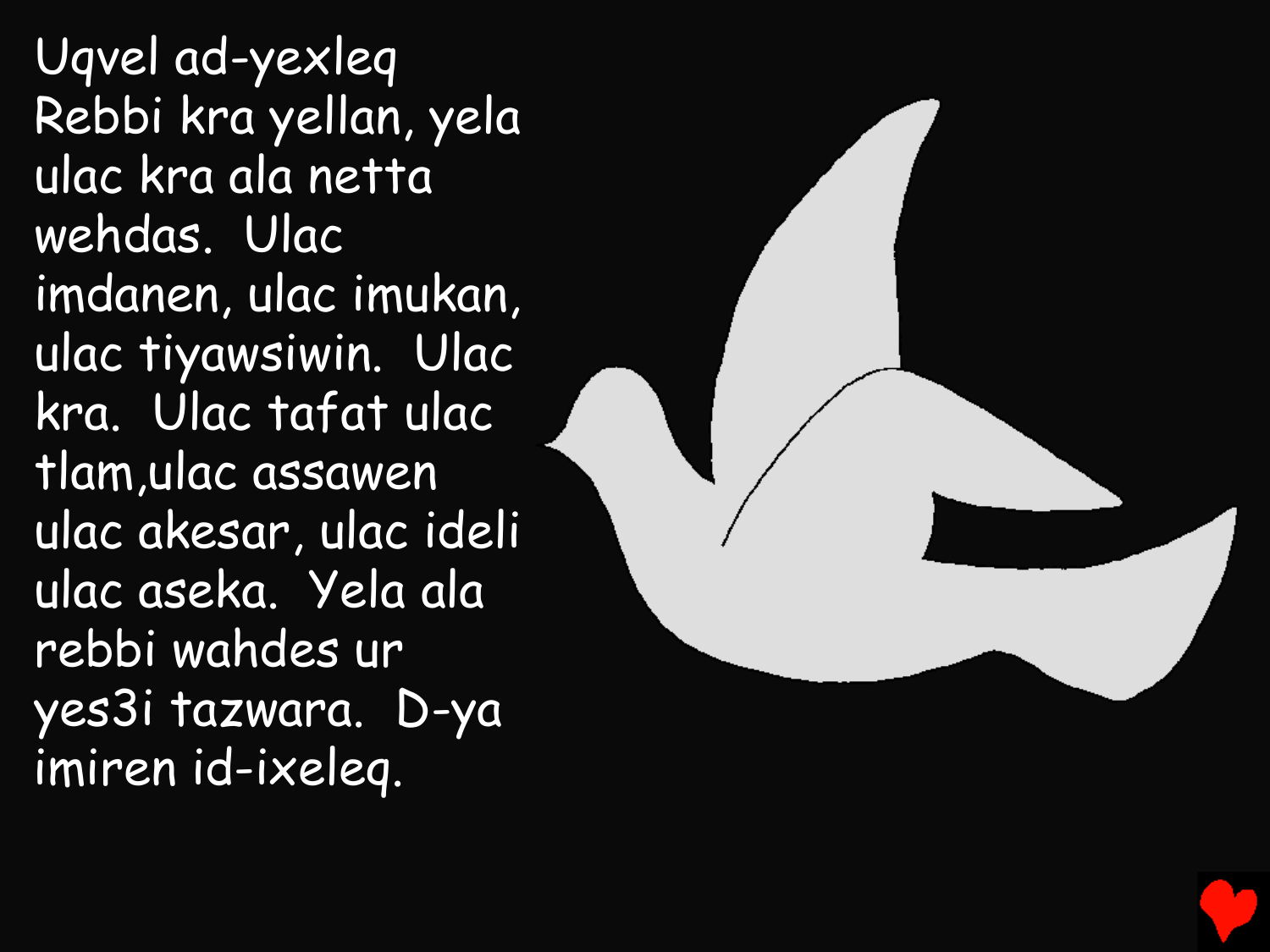Uqvel ad-yexleq Rebbi kra yellan, yela ulac kra ala netta wehdas. Ulac imdanen, ulac imukan, ulac tiyawsiwin. Ulac kra. Ulac tafat ulac tlam,ulac assawen ulac akesar, ulac ideli ulac aseka. Yela ala rebbi wahdes ur yes3i tazwara. D-ya imiren id-ixeleq.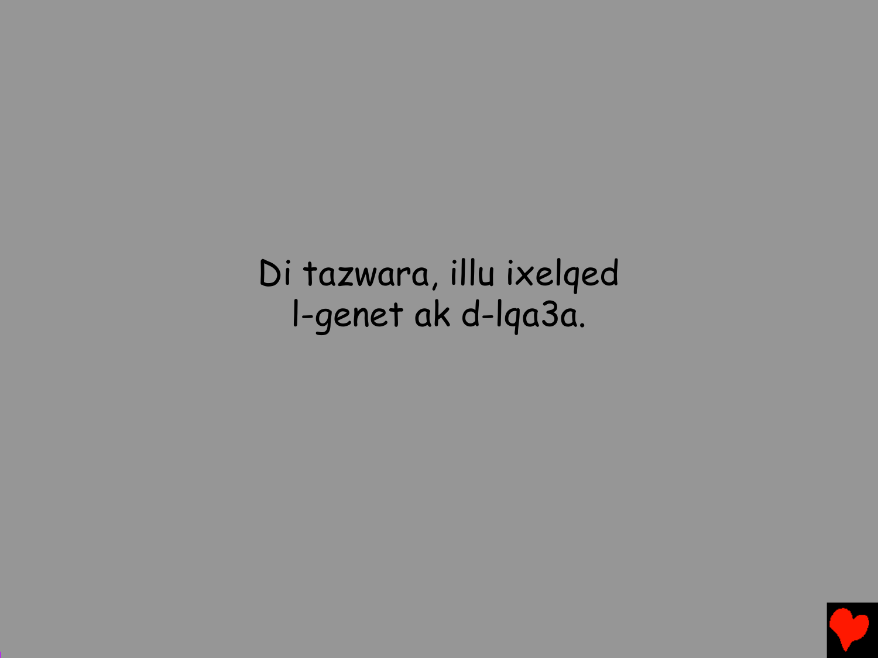Di tazwara, illu ixelqed
l-genet ak d-lqa3a.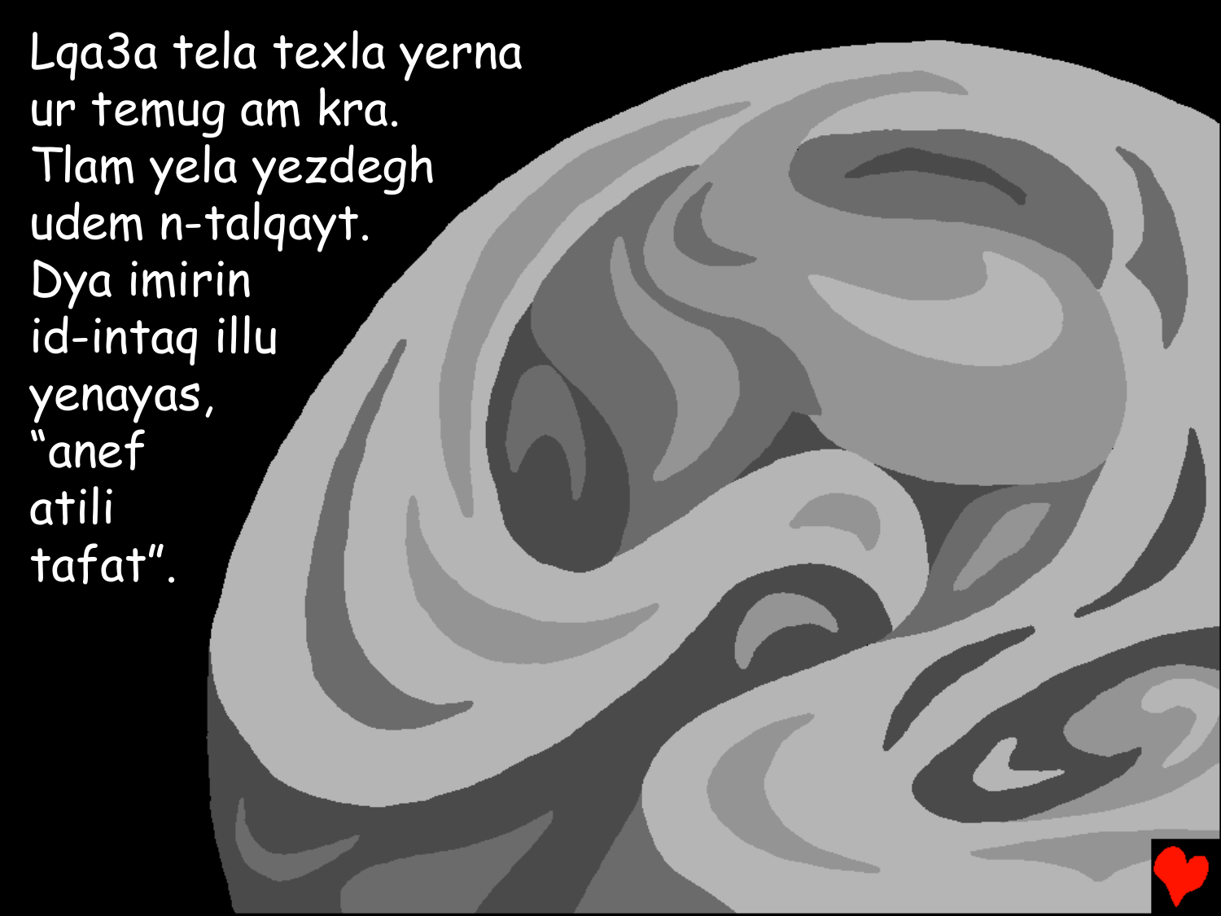Lqa3a tela texla yerna
ur temug am kra.
Tlam yela yezdegh
udem n-talqayt.
Dya imirin
id-intaq illu
yenayas,
“anef
atili
tafat”.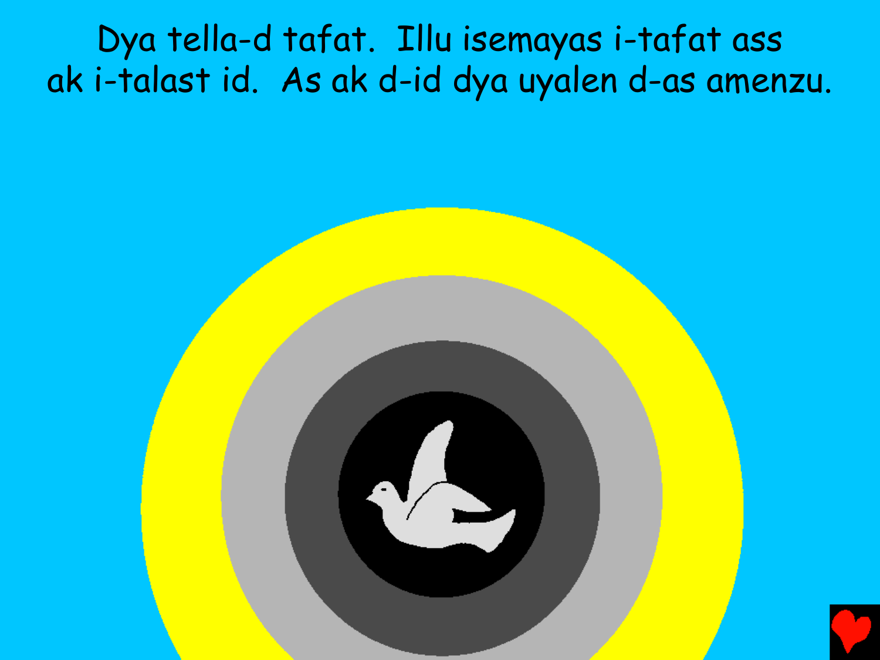Dya tella-d tafat. Illu isemayas i-tafat ass ak i-talast id. As ak d-id dya uyalen d-as amenzu.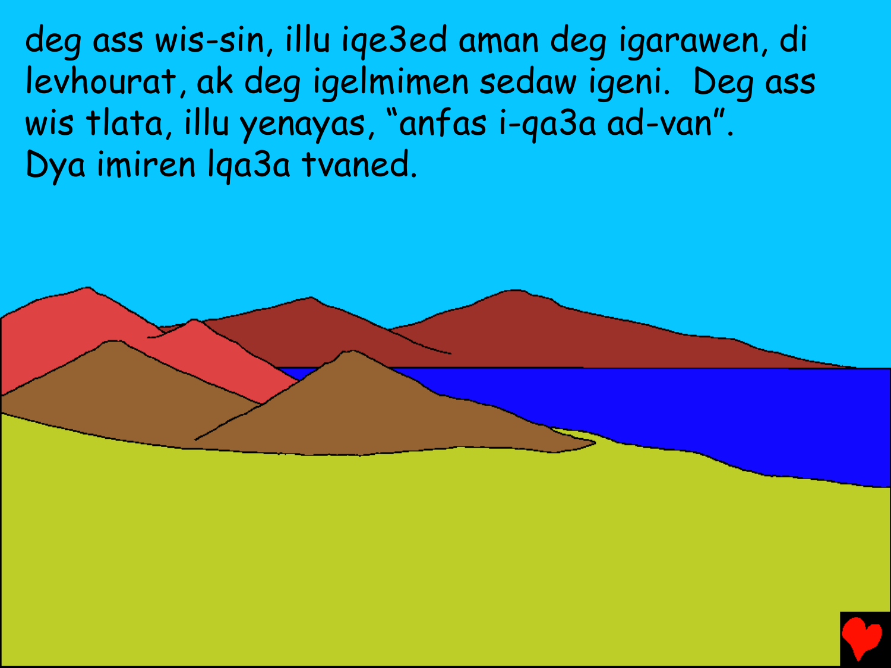deg ass wis-sin, illu iqe3ed aman deg igarawen, di levhourat, ak deg igelmimen sedaw igeni.  Deg ass wis tlata, illu yenayas, “anfas i-qa3a ad-van”. Dya imiren lqa3a tvaned.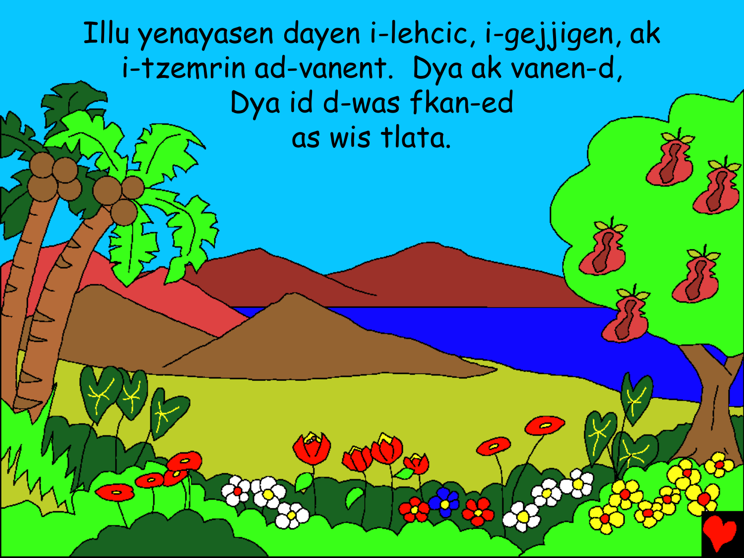Illu yenayasen dayen i-lehcic, i-gejjigen, ak i-tzemrin ad-vanent. Dya ak vanen-d, Dya id d-was fkan-ed as wis tlata.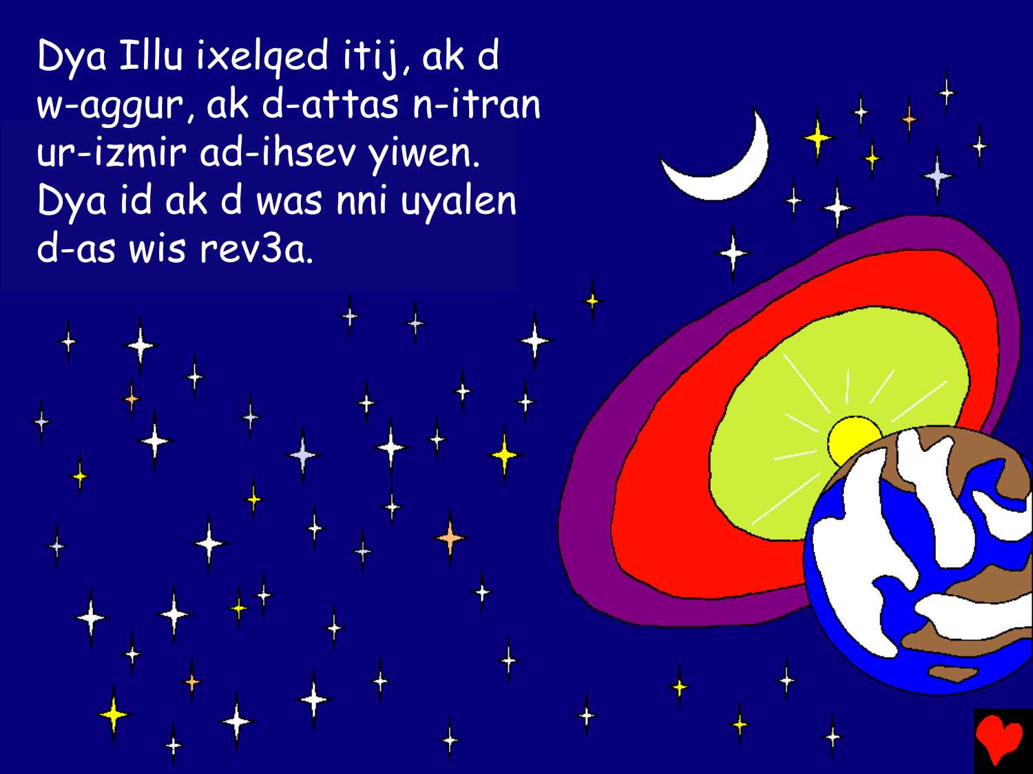Dya Illu ixelqed itij, ak d w-aggur, ak d-attas n-itran ur-izmir ad-ihsev yiwen. Dya id ak d was nni uyalen d-as wis rev3a.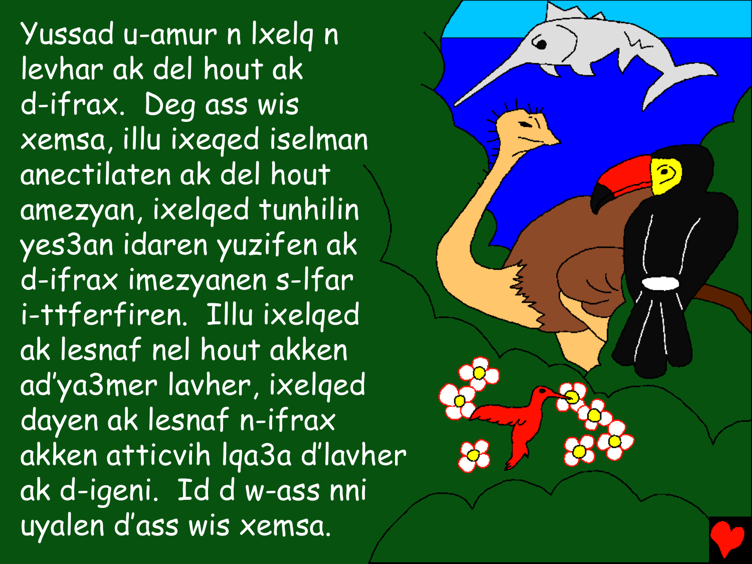Yussad u-amur n lxelq n levhar ak del hout ak d-ifrax. Deg ass wis xemsa, illu ixeqed iselman anectilaten ak del hout amezyan, ixelqed tunhilin yes3an idaren yuzifen ak d-ifrax imezyanen s-lfar i-ttferfiren. Illu ixelqed ak lesnaf nel hout akken ad'ya3mer lavher, ixelqed dayen ak lesnaf n-ifrax akken atticvih lqa3a d'lavher ak d-igeni. Id d w-ass nni uyalen d'ass wis xemsa.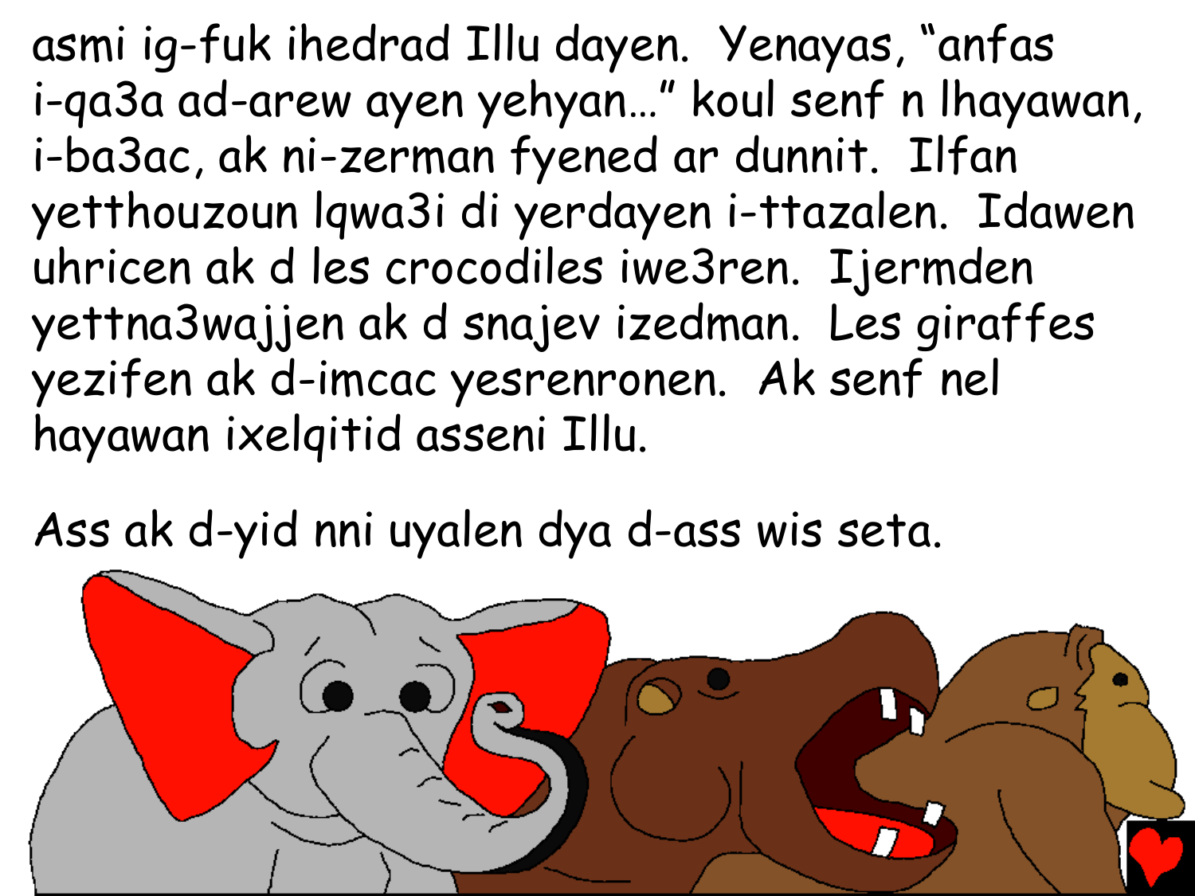asmi ig-fuk ihedrad Illu dayen. Yenayas, “anfas i-qa3a ad-arew ayen yehyan…” koul senf n lhayawan, i-ba3ac, ak ni-zerman fyened ar dunnit. Ilfan yetthouzoun lqwa3i di yerdayen i-ttazalen. Idawen uhricen ak d les crocodiles iwe3ren. Ijermden yettna3wajjen ak d snajev izedman. Les giraffes yezifen ak d-imcac yesrenronen. Ak senf nel hayawan ixelqitid asseni Illu.

Ass ak d-yid nni uyalen dya d-ass wis seta.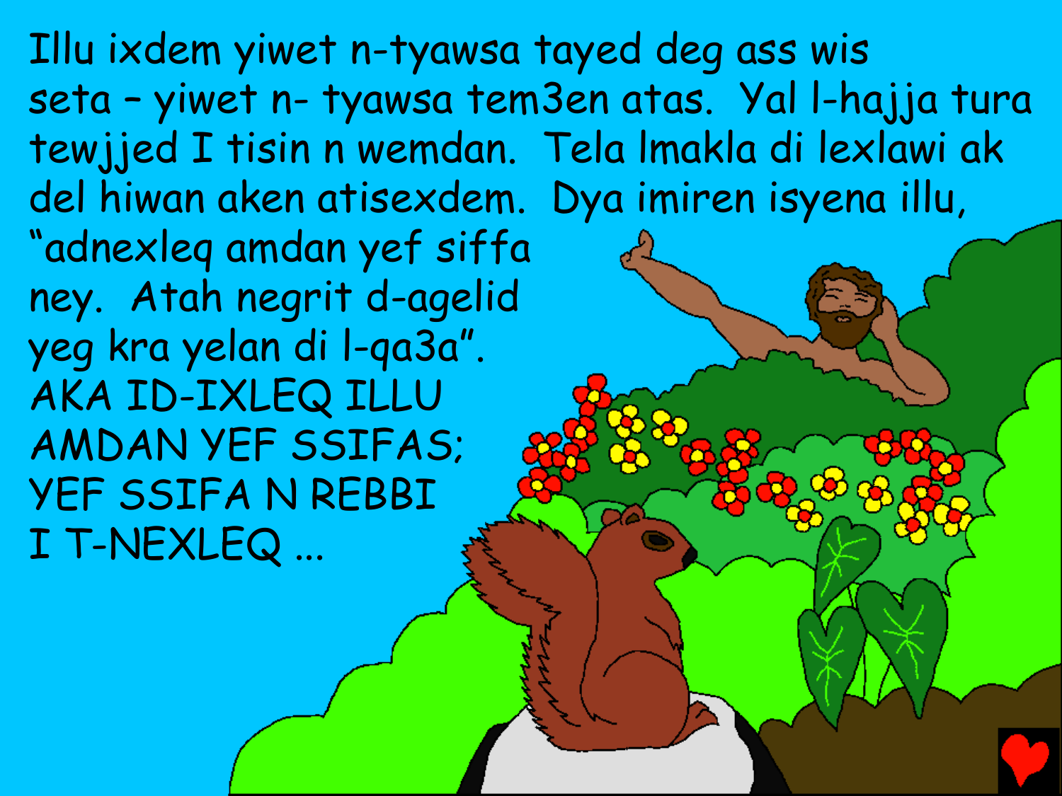Illu ixdem yiwet n-tyawsa tayed deg ass wis seta – yiwet n- tyawsa tem3en atas. Yal l-hajja tura tewjjed I tisin n wemdan. Tela lmakla di lexlawi ak del hiwan aken atisexdem. Dya imiren isyena illu, "adnexleq amdan yef siffa ney. Atah negrit d-agelid yeg kra yelan di l-qa3a". AKA ID-IXLEQ ILLU AMDAN YEF SSIFAS; YEF SSIFA N REBBI I T-NEXLEQ ...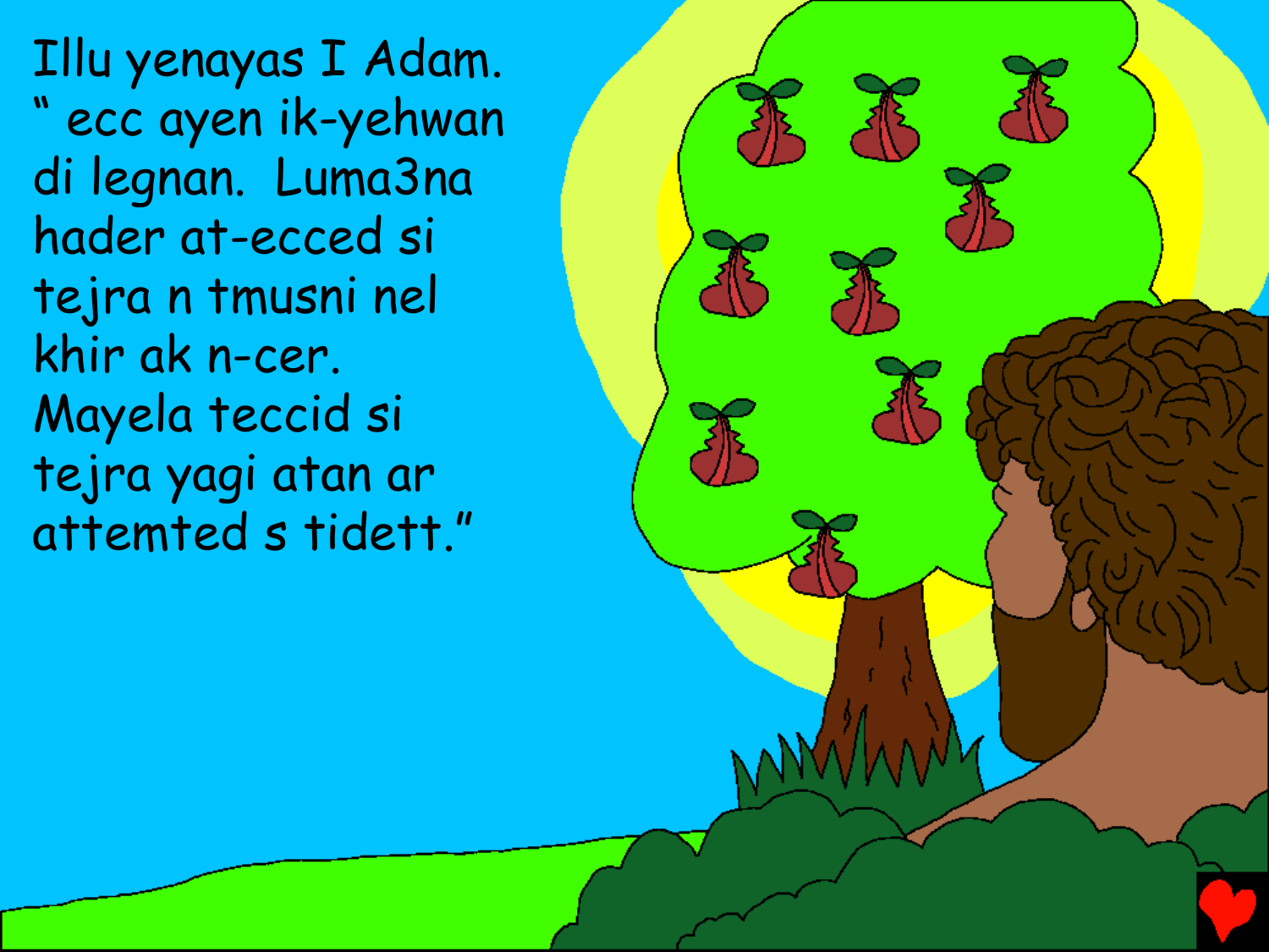Illu yenayas I Adam. " ecc ayen ik-yehwan di legnan. Luma3na hader at-ecced si tejra n tmusni nel khir ak n-cer. Mayela teccid si tejra yagi atan ar attemted s tidett."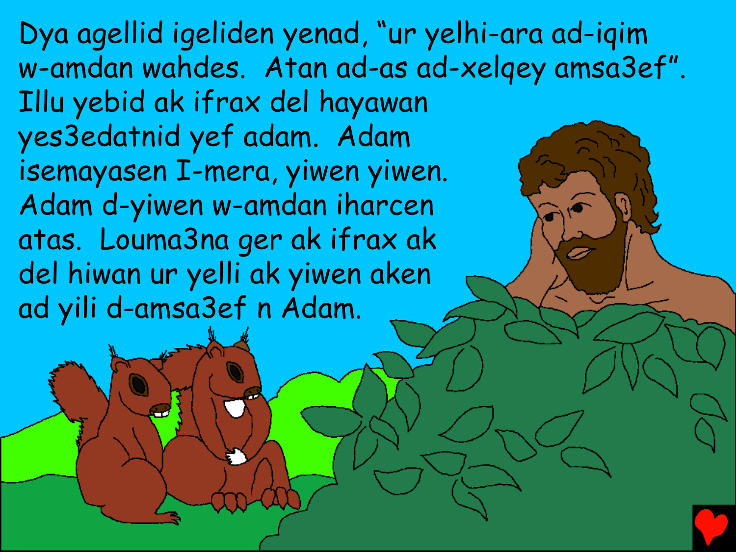Dya agellid igeliden yenad, “ur yelhi-ara ad-iqim w-amdan wahdes. Atan ad-as ad-xelqey amsa3ef”. Illu yebid ak ifrax del hayawan yes3edatnid yef adam. Adam isemayasen I-mera, yiwen yiwen. Adam d-yiwen w-amdan iharcen atas. Louma3na ger ak ifrax ak del hiwan ur yelli ak yiwen aken ad yili d-amsa3ef n Adam.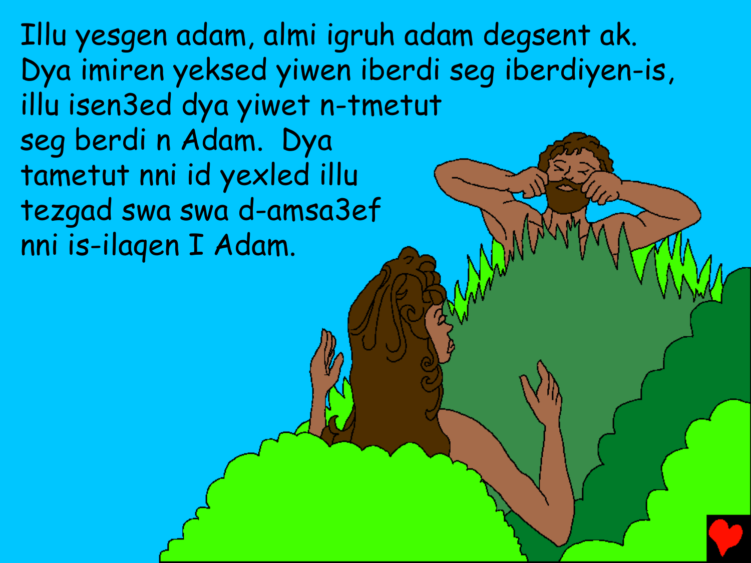Illu yesgen adam, almi igruh adam degsent ak. Dya imiren yeksed yiwen iberdi seg iberdiyen-is, illu isen3ed dya yiwet n-tmetut seg berdi n Adam. Dya tametut nni id yexled illu tezgad swa swa d-amsa3ef nni is-ilaqen I Adam.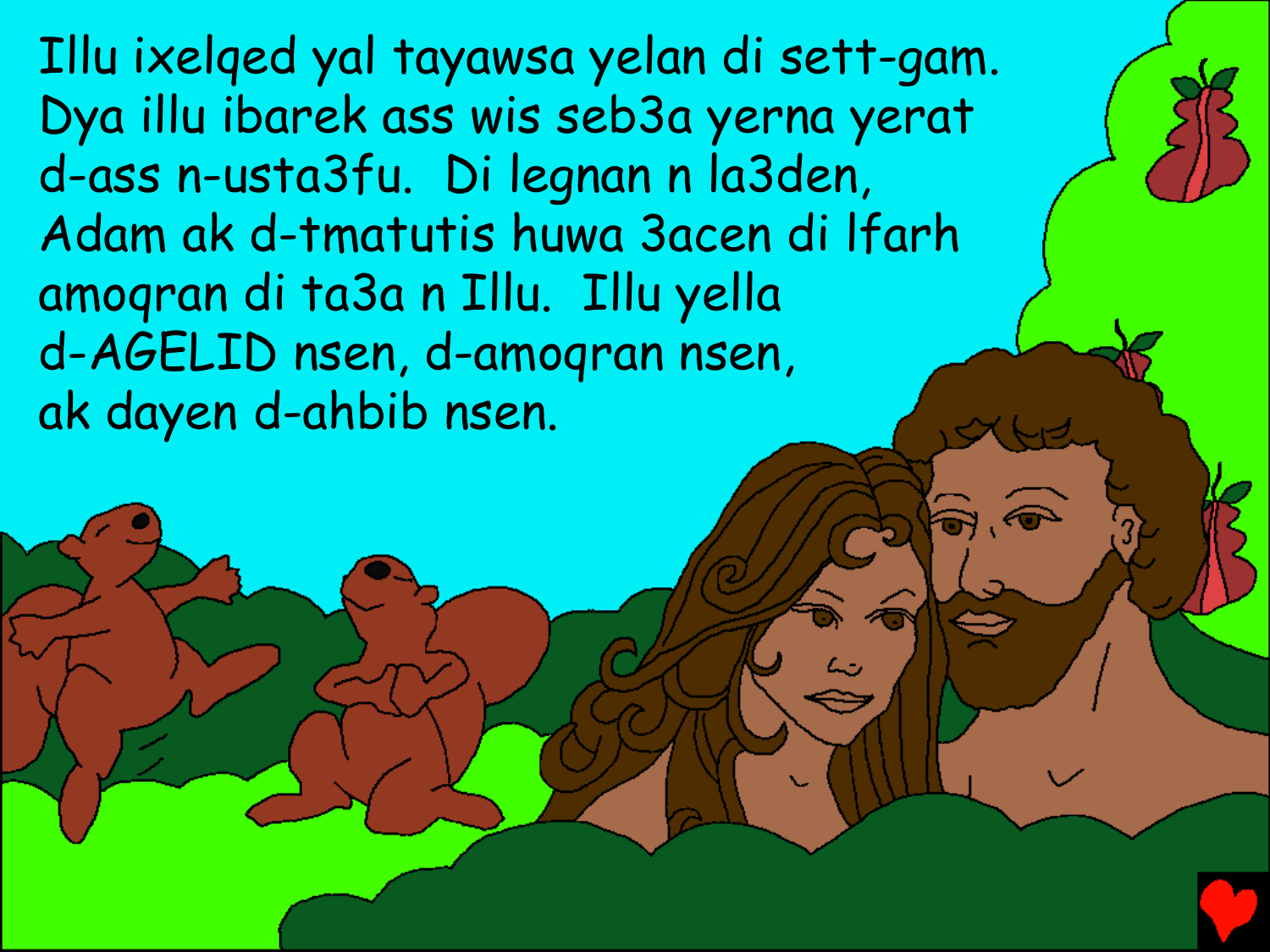Illu ixelqed yal tayawsa yelan di sett-gam. Dya illu ibarek ass wis seb3a yerna yerat d-ass n-usta3fu. Di legnan n la3den, Adam ak d-tmatutis huwa 3acen di lfarh amoqran di ta3a n Illu. Illu yella d-AGELID nsen, d-amoqran nsen, ak dayen d-ahbib nsen.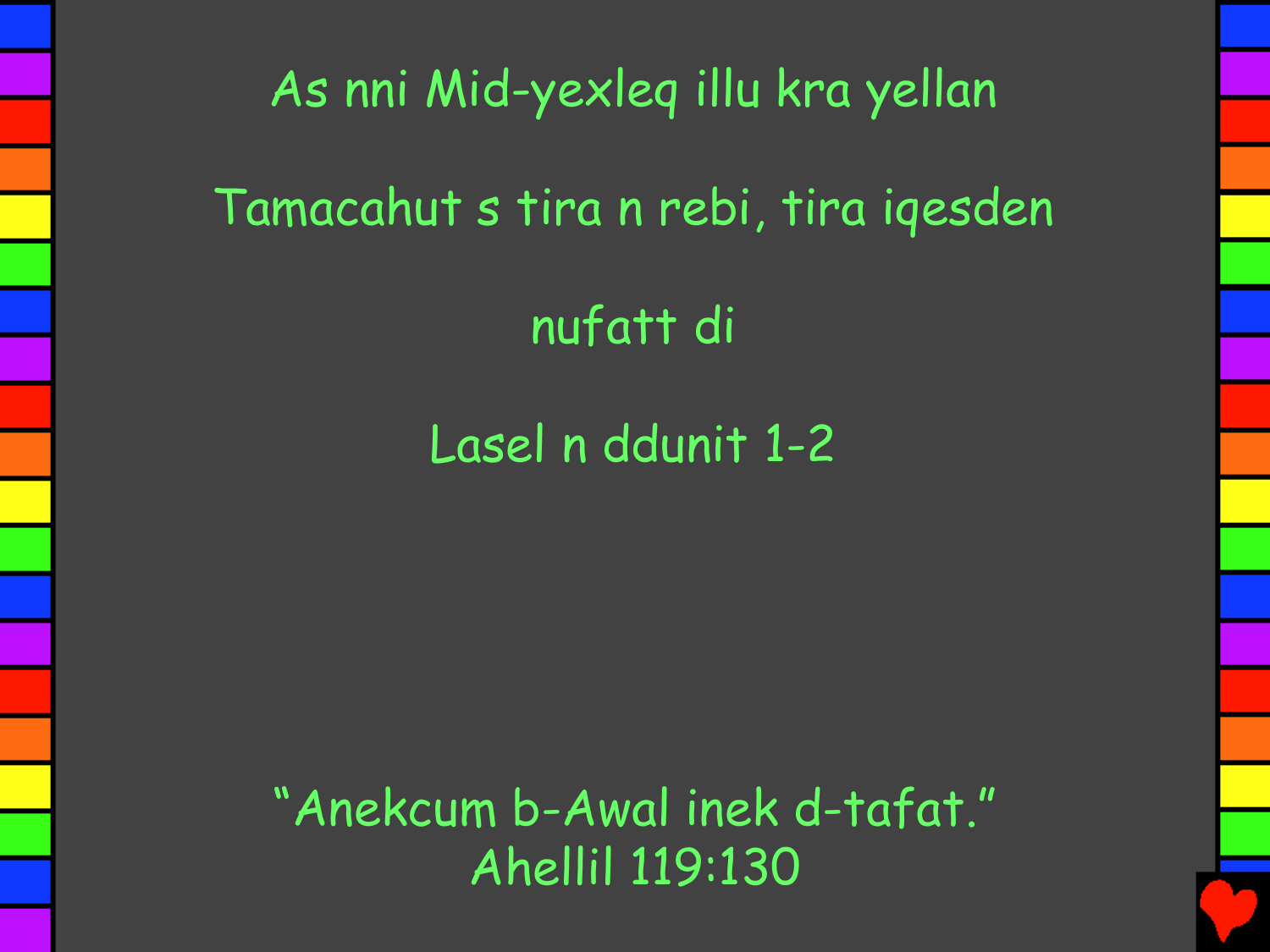As nni Mid-yexleq illu kra yellan

Tamacahut s tira n rebi, tira iqesden

nufatt di

Lasel n ddunit 1-2

“Anekcum b-Awal inek d-tafat.”
Ahellil 119:130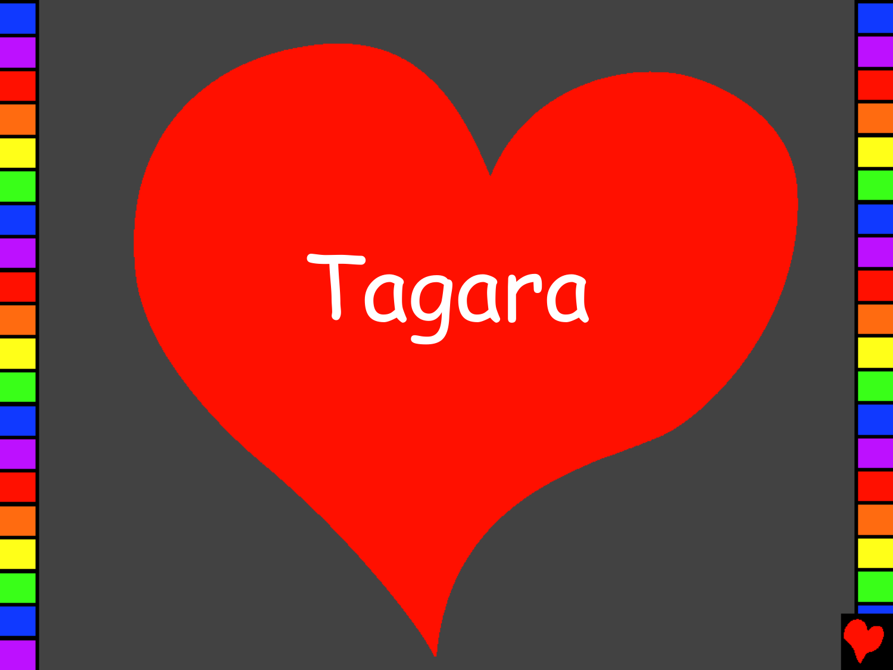Tagara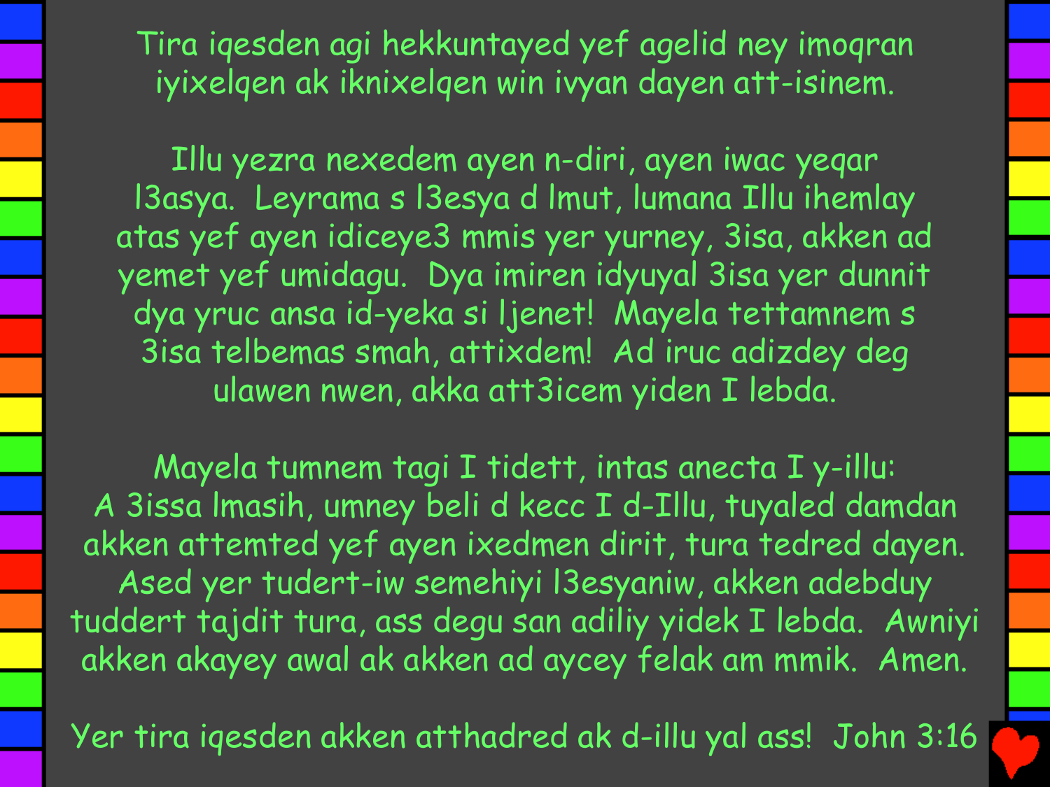Tira iqesden agi hekkuntayed yef agelid ney imoqran iyixelqen ak iknixelqen win ivyan dayen att-isinem.

Illu yezra nexedem ayen n-diri, ayen iwac yeqar l3asya. Leyrama s l3esya d lmut, lumana Illu ihemlay atas yef ayen idiceye3 mmis yer yurney, 3isa, akken ad yemet yef umidagu. Dya imiren idyuyal 3isa yer dunnit dya yruc ansa id-yeka si ljenet! Mayela tettamnem s 3isa telbemas smah, attixdem! Ad iruc adizdey deg ulawen nwen, akka att3icem yiden I lebda.

Mayela tumnem tagi I tidett, intas anecta I y-illu:
A 3issa lmasih, umney beli d kecc I d-Illu, tuyaled damdan akken attemted yef ayen ixedmen dirit, tura tedred dayen. Ased yer tudert-iw semehiyi l3esyaniw, akken adebduy tuddert tajdit tura, ass degu san adiliy yidek I lebda. Awniyi akken akayey awal ak akken ad aycey felak am mmik. Amen.

Yer tira iqesden akken atthadred ak d-illu yal ass! John 3:16